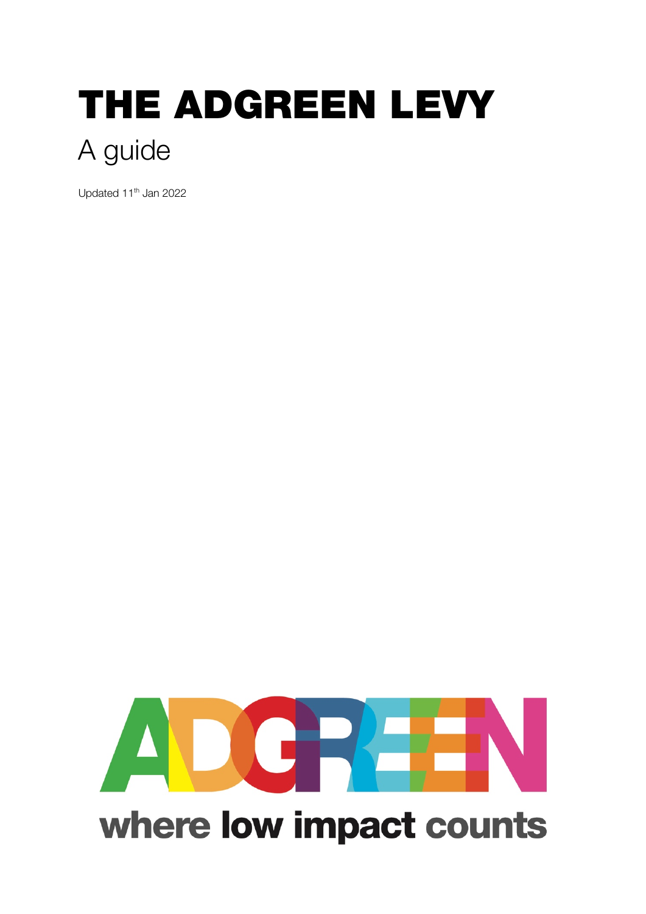# THE ADGREEN LEVY

## A guide

Updated 11th Jan 2022

ADGREEN

where low impact counts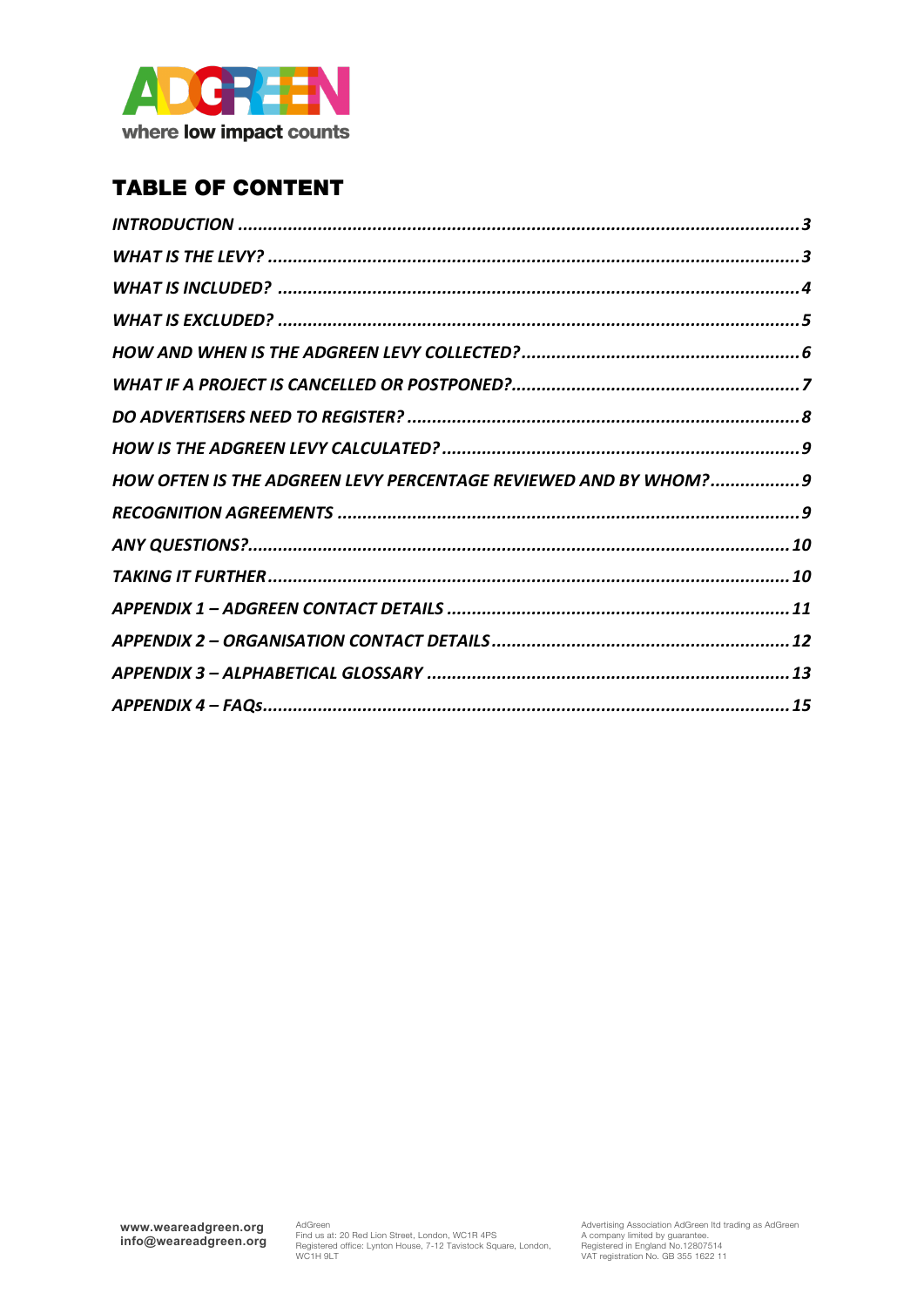## TABLE OF CONTENT

*INTRODUCTION* ..... *3*
*WHAT IS THE LEVY?* ..... *3*
*WHAT IS INCLUDED?* ..... *4*
*WHAT IS EXCLUDED?* ..... *5*
*HOW AND WHEN IS THE ADGREEN LEVY COLLECTED?* ..... *6*
*WHAT IF A PROJECT IS CANCELLED OR POSTPONED?* ..... *7*
*DO ADVERTISERS NEED TO REGISTER?* ..... *8*
*HOW IS THE ADGREEN LEVY CALCULATED?* ..... *9*
*HOW OFTEN IS THE ADGREEN LEVY PERCENTAGE REVIEWED AND BY WHOM?* ..... *9*
*RECOGNITION AGREEMENTS* ..... *9*
*ANY QUESTIONS?* ..... *10*
*TAKING IT FURTHER* ..... *10*
*APPENDIX 1 – ADGREEN CONTACT DETAILS* ..... *11*
*APPENDIX 2 – ORGANISATION CONTACT DETAILS* ..... *12*
*APPENDIX 3 – ALPHABETICAL GLOSSARY* ..... *13*
*APPENDIX 4 – FAQs* ..... *15*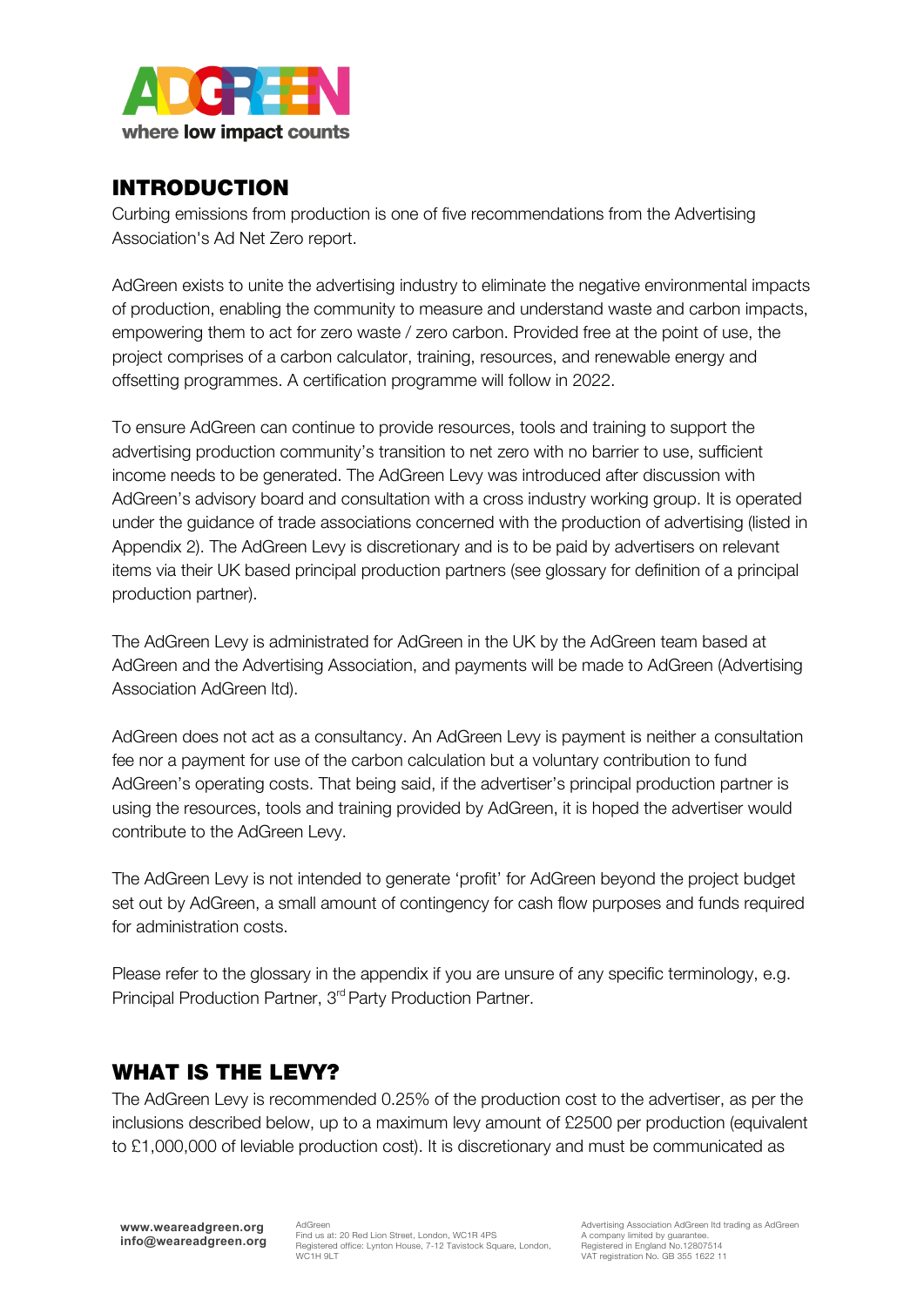## INTRODUCTION

Curbing emissions from production is one of five recommendations from the Advertising Association's Ad Net Zero report.

AdGreen exists to unite the advertising industry to eliminate the negative environmental impacts of production, enabling the community to measure and understand waste and carbon impacts, empowering them to act for zero waste / zero carbon. Provided free at the point of use, the project comprises of a carbon calculator, training, resources, and renewable energy and offsetting programmes. A certification programme will follow in 2022.

To ensure AdGreen can continue to provide resources, tools and training to support the advertising production community's transition to net zero with no barrier to use, sufficient income needs to be generated. The AdGreen Levy was introduced after discussion with AdGreen's advisory board and consultation with a cross industry working group. It is operated under the guidance of trade associations concerned with the production of advertising (listed in Appendix 2). The AdGreen Levy is discretionary and is to be paid by advertisers on relevant items via their UK based principal production partners (see glossary for definition of a principal production partner).

The AdGreen Levy is administrated for AdGreen in the UK by the AdGreen team based at AdGreen and the Advertising Association, and payments will be made to AdGreen (Advertising Association AdGreen ltd).

AdGreen does not act as a consultancy. An AdGreen Levy is payment is neither a consultation fee nor a payment for use of the carbon calculation but a voluntary contribution to fund AdGreen's operating costs. That being said, if the advertiser's principal production partner is using the resources, tools and training provided by AdGreen, it is hoped the advertiser would contribute to the AdGreen Levy.

The AdGreen Levy is not intended to generate 'profit' for AdGreen beyond the project budget set out by AdGreen, a small amount of contingency for cash flow purposes and funds required for administration costs.

Please refer to the glossary in the appendix if you are unsure of any specific terminology, e.g. Principal Production Partner, 3rd Party Production Partner.

## WHAT IS THE LEVY?

The AdGreen Levy is recommended 0.25% of the production cost to the advertiser, as per the inclusions described below, up to a maximum levy amount of £2500 per production (equivalent to £1,000,000 of leviable production cost). It is discretionary and must be communicated as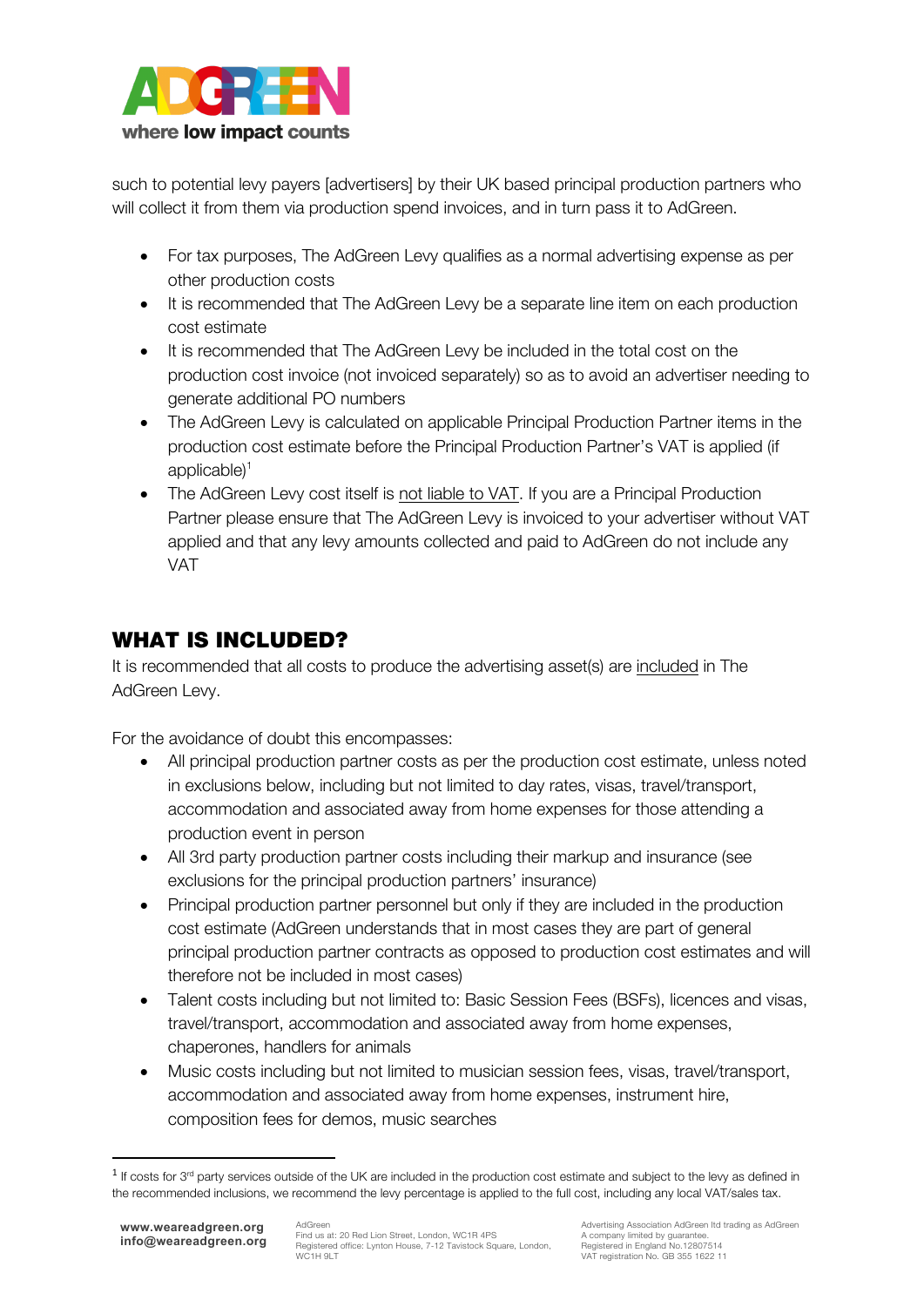such to potential levy payers [advertisers] by their UK based principal production partners who will collect it from them via production spend invoices, and in turn pass it to AdGreen.

- For tax purposes, The AdGreen Levy qualifies as a normal advertising expense as per other production costs
- It is recommended that The AdGreen Levy be a separate line item on each production cost estimate
- It is recommended that The AdGreen Levy be included in the total cost on the production cost invoice (not invoiced separately) so as to avoid an advertiser needing to generate additional PO numbers
- The AdGreen Levy is calculated on applicable Principal Production Partner items in the production cost estimate before the Principal Production Partner's VAT is applied (if applicable)[1]
- The AdGreen Levy cost itself is not liable to VAT. If you are a Principal Production Partner please ensure that The AdGreen Levy is invoiced to your advertiser without VAT applied and that any levy amounts collected and paid to AdGreen do not include any VAT

## WHAT IS INCLUDED?

It is recommended that all costs to produce the advertising asset(s) are included in The AdGreen Levy.

For the avoidance of doubt this encompasses:

- All principal production partner costs as per the production cost estimate, unless noted in exclusions below, including but not limited to day rates, visas, travel/transport, accommodation and associated away from home expenses for those attending a production event in person
- All 3rd party production partner costs including their markup and insurance (see exclusions for the principal production partners' insurance)
- Principal production partner personnel but only if they are included in the production cost estimate (AdGreen understands that in most cases they are part of general principal production partner contracts as opposed to production cost estimates and will therefore not be included in most cases)
- Talent costs including but not limited to: Basic Session Fees (BSFs), licences and visas, travel/transport, accommodation and associated away from home expenses, chaperones, handlers for animals
- Music costs including but not limited to musician session fees, visas, travel/transport, accommodation and associated away from home expenses, instrument hire, composition fees for demos, music searches

[1] If costs for 3rd party services outside of the UK are included in the production cost estimate and subject to the levy as defined in the recommended inclusions, we recommend the levy percentage is applied to the full cost, including any local VAT/sales tax.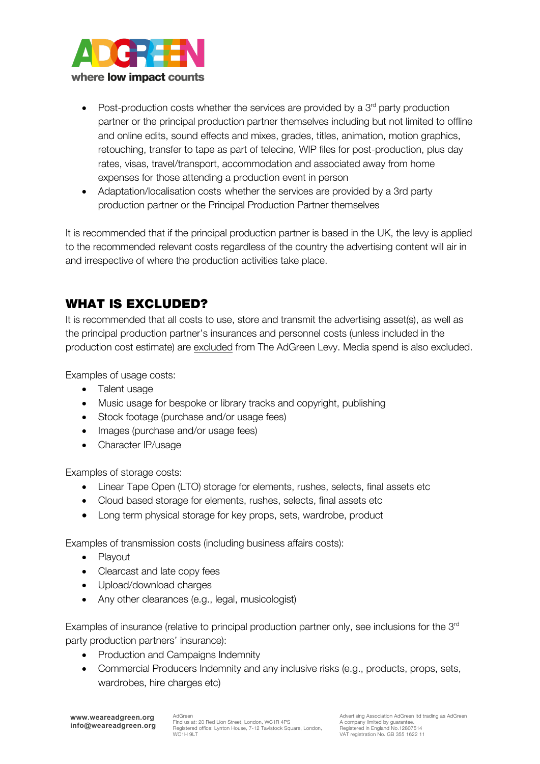- Post-production costs whether the services are provided by a 3rd party production partner or the principal production partner themselves including but not limited to offline and online edits, sound effects and mixes, grades, titles, animation, motion graphics, retouching, transfer to tape as part of telecine, WIP files for post-production, plus day rates, visas, travel/transport, accommodation and associated away from home expenses for those attending a production event in person
- Adaptation/localisation costs whether the services are provided by a 3rd party production partner or the Principal Production Partner themselves

It is recommended that if the principal production partner is based in the UK, the levy is applied to the recommended relevant costs regardless of the country the advertising content will air in and irrespective of where the production activities take place.

## WHAT IS EXCLUDED?

It is recommended that all costs to use, store and transmit the advertising asset(s), as well as the principal production partner's insurances and personnel costs (unless included in the production cost estimate) are excluded from The AdGreen Levy. Media spend is also excluded.

Examples of usage costs:

- Talent usage
- Music usage for bespoke or library tracks and copyright, publishing
- Stock footage (purchase and/or usage fees)
- Images (purchase and/or usage fees)
- Character IP/usage

Examples of storage costs:

- Linear Tape Open (LTO) storage for elements, rushes, selects, final assets etc
- Cloud based storage for elements, rushes, selects, final assets etc
- Long term physical storage for key props, sets, wardrobe, product

Examples of transmission costs (including business affairs costs):

- Playout
- Clearcast and late copy fees
- Upload/download charges
- Any other clearances (e.g., legal, musicologist)

Examples of insurance (relative to principal production partner only, see inclusions for the 3rd party production partners' insurance):

- Production and Campaigns Indemnity
- Commercial Producers Indemnity and any inclusive risks (e.g., products, props, sets, wardrobes, hire charges etc)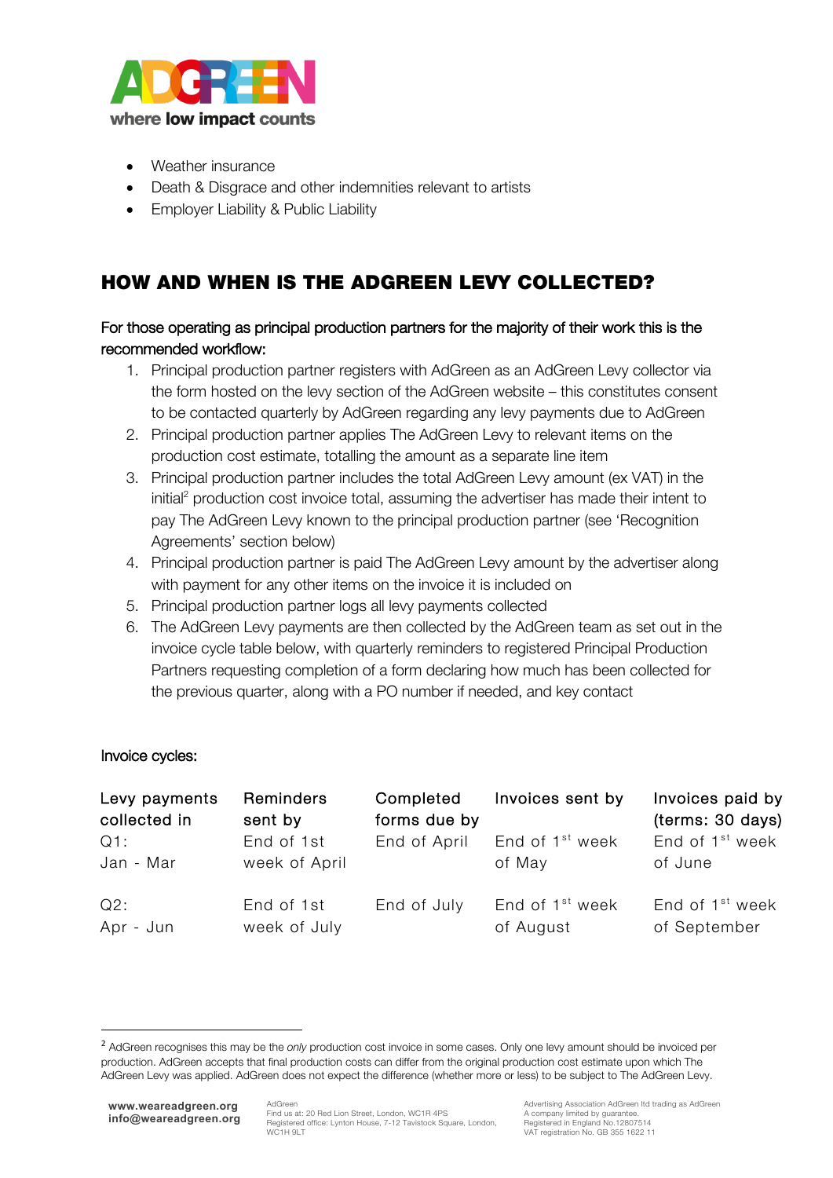- Weather insurance
- Death & Disgrace and other indemnities relevant to artists
- Employer Liability & Public Liability

## HOW AND WHEN IS THE ADGREEN LEVY COLLECTED?

For those operating as principal production partners for the majority of their work this is the recommended workflow:

1. Principal production partner registers with AdGreen as an AdGreen Levy collector via the form hosted on the levy section of the AdGreen website – this constitutes consent to be contacted quarterly by AdGreen regarding any levy payments due to AdGreen
2. Principal production partner applies The AdGreen Levy to relevant items on the production cost estimate, totalling the amount as a separate line item
3. Principal production partner includes the total AdGreen Levy amount (ex VAT) in the initial[2] production cost invoice total, assuming the advertiser has made their intent to pay The AdGreen Levy known to the principal production partner (see 'Recognition Agreements' section below)
4. Principal production partner is paid The AdGreen Levy amount by the advertiser along with payment for any other items on the invoice it is included on
5. Principal production partner logs all levy payments collected
6. The AdGreen Levy payments are then collected by the AdGreen team as set out in the invoice cycle table below, with quarterly reminders to registered Principal Production Partners requesting completion of a form declaring how much has been collected for the previous quarter, along with a PO number if needed, and key contact

Invoice cycles:

| Levy payments collected in | Reminders sent by | Completed forms due by | Invoices sent by | Invoices paid by (terms: 30 days) |
|---|---|---|---|---|
| Q1: Jan - Mar | End of 1st week of April | End of April | End of 1st week of May | End of 1st week of June |
| Q2: Apr - Jun | End of 1st week of July | End of July | End of 1st week of August | End of 1st week of September |

[2] AdGreen recognises this may be the *only* production cost invoice in some cases. Only one levy amount should be invoiced per production. AdGreen accepts that final production costs can differ from the original production cost estimate upon which The AdGreen Levy was applied. AdGreen does not expect the difference (whether more or less) to be subject to The AdGreen Levy.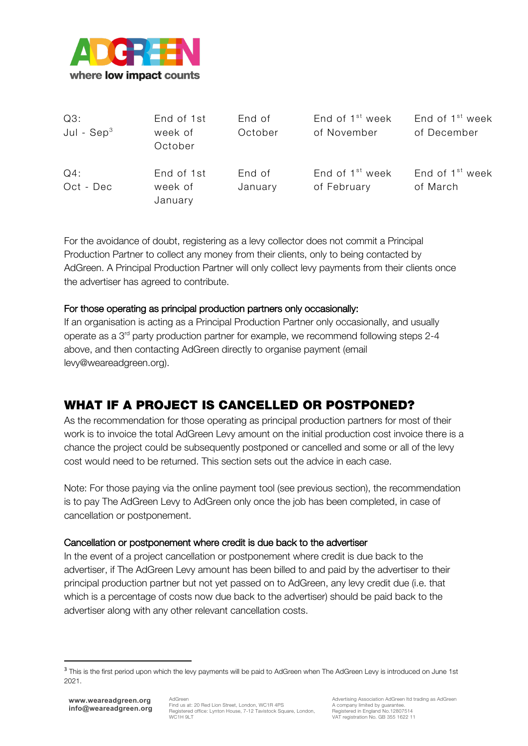| | | | | |
|---|---|---|---|---|
| Q3: Jul - Sep[3] | End of 1st week of October | End of October | End of 1st week of November | End of 1st week of December |
| Q4: Oct - Dec | End of 1st week of January | End of January | End of 1st week of February | End of 1st week of March |

For the avoidance of doubt, registering as a levy collector does not commit a Principal Production Partner to collect any money from their clients, only to being contacted by AdGreen. A Principal Production Partner will only collect levy payments from their clients once the advertiser has agreed to contribute.

### For those operating as principal production partners only occasionally:

If an organisation is acting as a Principal Production Partner only occasionally, and usually operate as a 3rd party production partner for example, we recommend following steps 2-4 above, and then contacting AdGreen directly to organise payment (email levy@weareadgreen.org).

## WHAT IF A PROJECT IS CANCELLED OR POSTPONED?

As the recommendation for those operating as principal production partners for most of their work is to invoice the total AdGreen Levy amount on the initial production cost invoice there is a chance the project could be subsequently postponed or cancelled and some or all of the levy cost would need to be returned. This section sets out the advice in each case.

Note: For those paying via the online payment tool (see previous section), the recommendation is to pay The AdGreen Levy to AdGreen only once the job has been completed, in case of cancellation or postponement.

### Cancellation or postponement where credit is due back to the advertiser

In the event of a project cancellation or postponement where credit is due back to the advertiser, if The AdGreen Levy amount has been billed to and paid by the advertiser to their principal production partner but not yet passed on to AdGreen, any levy credit due (i.e. that which is a percentage of costs now due back to the advertiser) should be paid back to the advertiser along with any other relevant cancellation costs.

[3] This is the first period upon which the levy payments will be paid to AdGreen when The AdGreen Levy is introduced on June 1st 2021.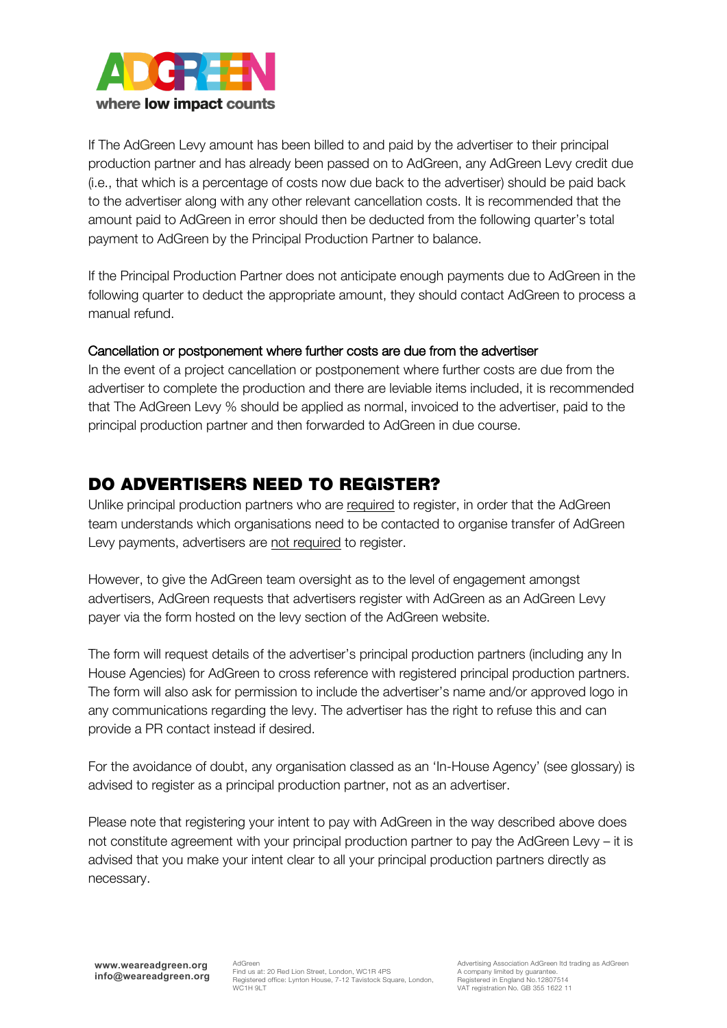If The AdGreen Levy amount has been billed to and paid by the advertiser to their principal production partner and has already been passed on to AdGreen, any AdGreen Levy credit due (i.e., that which is a percentage of costs now due back to the advertiser) should be paid back to the advertiser along with any other relevant cancellation costs. It is recommended that the amount paid to AdGreen in error should then be deducted from the following quarter's total payment to AdGreen by the Principal Production Partner to balance.

If the Principal Production Partner does not anticipate enough payments due to AdGreen in the following quarter to deduct the appropriate amount, they should contact AdGreen to process a manual refund.

### Cancellation or postponement where further costs are due from the advertiser

In the event of a project cancellation or postponement where further costs are due from the advertiser to complete the production and there are leviable items included, it is recommended that The AdGreen Levy % should be applied as normal, invoiced to the advertiser, paid to the principal production partner and then forwarded to AdGreen in due course.

## DO ADVERTISERS NEED TO REGISTER?

Unlike principal production partners who are required to register, in order that the AdGreen team understands which organisations need to be contacted to organise transfer of AdGreen Levy payments, advertisers are not required to register.

However, to give the AdGreen team oversight as to the level of engagement amongst advertisers, AdGreen requests that advertisers register with AdGreen as an AdGreen Levy payer via the form hosted on the levy section of the AdGreen website.

The form will request details of the advertiser's principal production partners (including any In House Agencies) for AdGreen to cross reference with registered principal production partners. The form will also ask for permission to include the advertiser's name and/or approved logo in any communications regarding the levy. The advertiser has the right to refuse this and can provide a PR contact instead if desired.

For the avoidance of doubt, any organisation classed as an 'In-House Agency' (see glossary) is advised to register as a principal production partner, not as an advertiser.

Please note that registering your intent to pay with AdGreen in the way described above does not constitute agreement with your principal production partner to pay the AdGreen Levy – it is advised that you make your intent clear to all your principal production partners directly as necessary.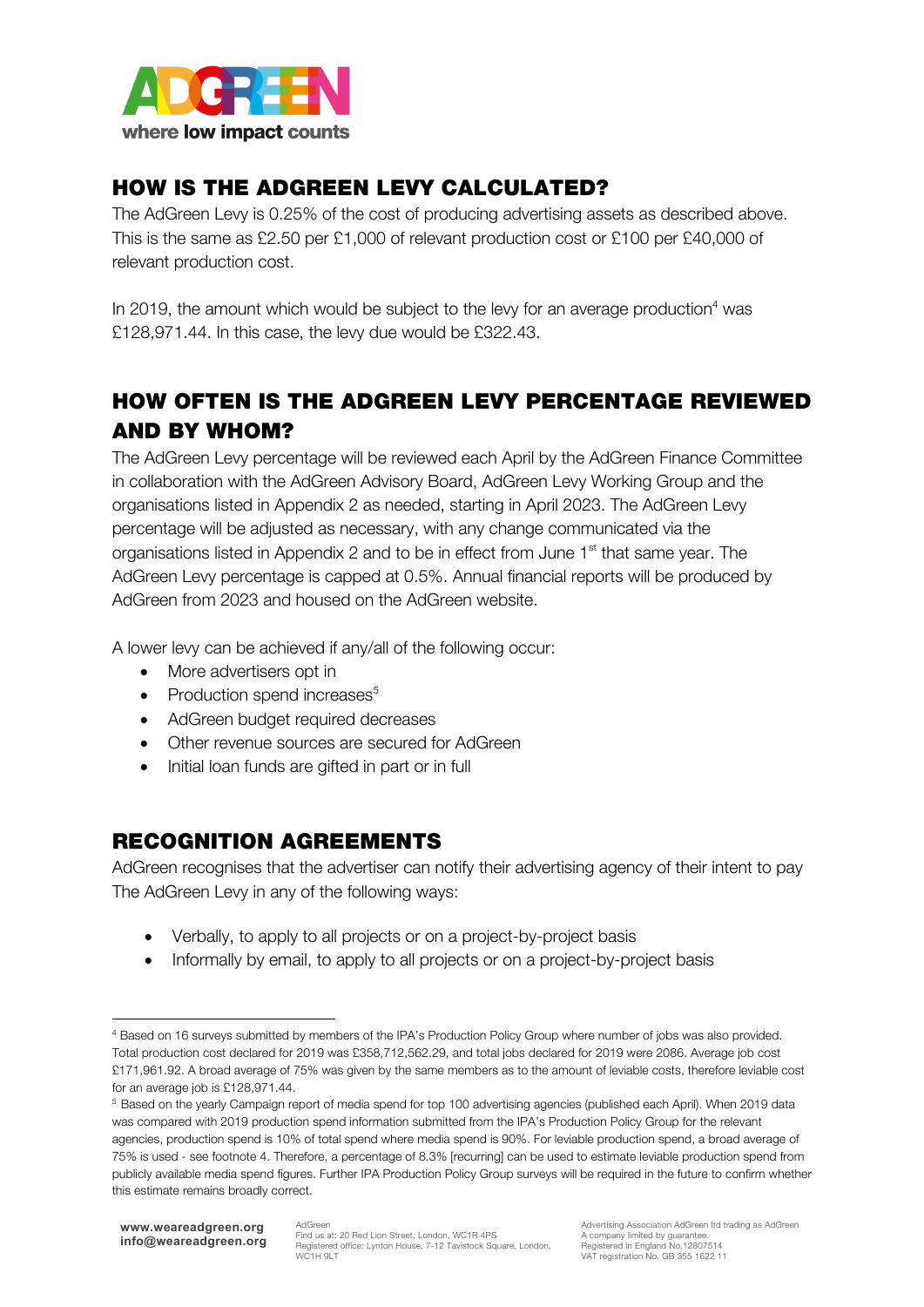## HOW IS THE ADGREEN LEVY CALCULATED?

The AdGreen Levy is 0.25% of the cost of producing advertising assets as described above. This is the same as £2.50 per £1,000 of relevant production cost or £100 per £40,000 of relevant production cost.

In 2019, the amount which would be subject to the levy for an average production[4] was £128,971.44. In this case, the levy due would be £322.43.

## HOW OFTEN IS THE ADGREEN LEVY PERCENTAGE REVIEWED AND BY WHOM?

The AdGreen Levy percentage will be reviewed each April by the AdGreen Finance Committee in collaboration with the AdGreen Advisory Board, AdGreen Levy Working Group and the organisations listed in Appendix 2 as needed, starting in April 2023. The AdGreen Levy percentage will be adjusted as necessary, with any change communicated via the organisations listed in Appendix 2 and to be in effect from June 1st that same year. The AdGreen Levy percentage is capped at 0.5%. Annual financial reports will be produced by AdGreen from 2023 and housed on the AdGreen website.

A lower levy can be achieved if any/all of the following occur:

- More advertisers opt in
- Production spend increases[5]
- AdGreen budget required decreases
- Other revenue sources are secured for AdGreen
- Initial loan funds are gifted in part or in full

## RECOGNITION AGREEMENTS

AdGreen recognises that the advertiser can notify their advertising agency of their intent to pay The AdGreen Levy in any of the following ways:

- Verbally, to apply to all projects or on a project-by-project basis
- Informally by email, to apply to all projects or on a project-by-project basis

---

[4] Based on 16 surveys submitted by members of the IPA's Production Policy Group where number of jobs was also provided. Total production cost declared for 2019 was £358,712,562.29, and total jobs declared for 2019 were 2086. Average job cost £171,961.92. A broad average of 75% was given by the same members as to the amount of leviable costs, therefore leviable cost for an average job is £128,971.44.

[5] Based on the yearly Campaign report of media spend for top 100 advertising agencies (published each April). When 2019 data was compared with 2019 production spend information submitted from the IPA's Production Policy Group for the relevant agencies, production spend is 10% of total spend where media spend is 90%. For leviable production spend, a broad average of 75% is used - see footnote 4. Therefore, a percentage of 8.3% [recurring] can be used to estimate leviable production spend from publicly available media spend figures. Further IPA Production Policy Group surveys will be required in the future to confirm whether this estimate remains broadly correct.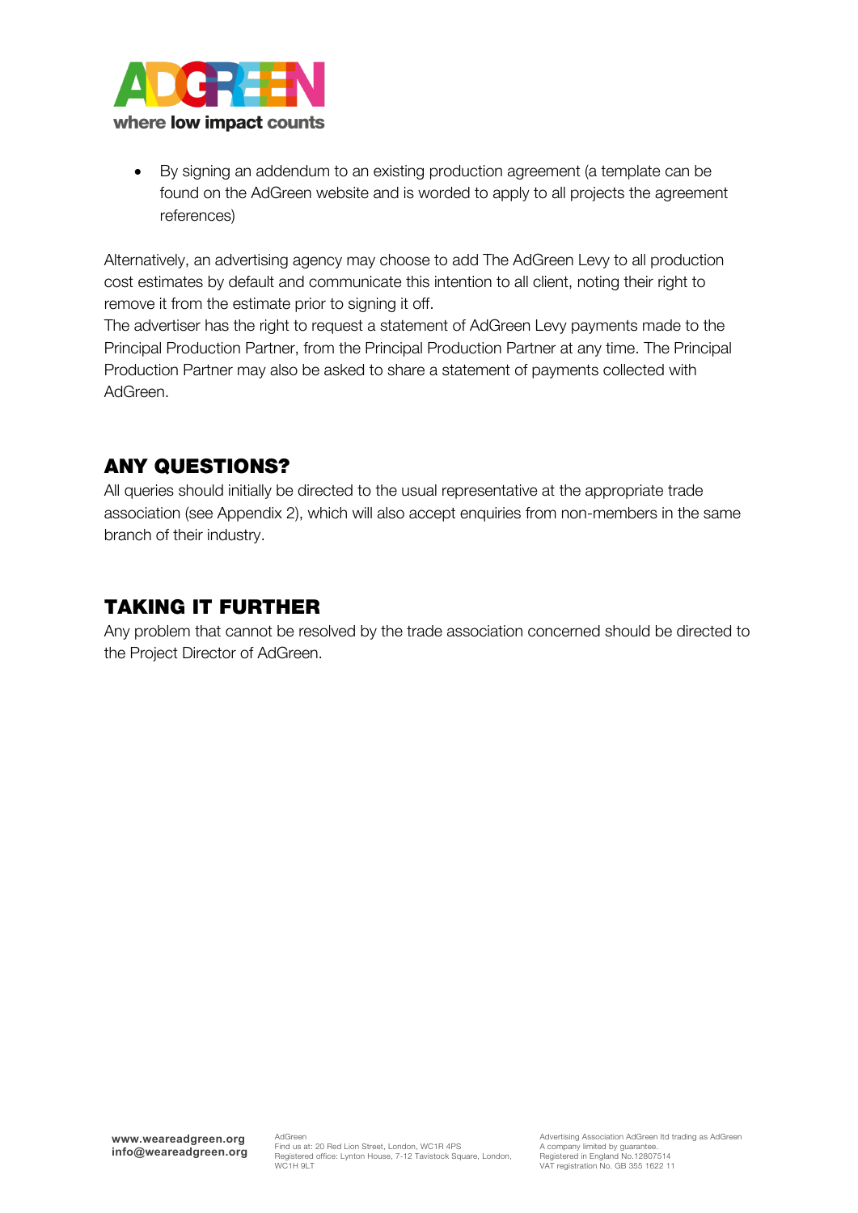- By signing an addendum to an existing production agreement (a template can be found on the AdGreen website and is worded to apply to all projects the agreement references)

Alternatively, an advertising agency may choose to add The AdGreen Levy to all production cost estimates by default and communicate this intention to all client, noting their right to remove it from the estimate prior to signing it off.
The advertiser has the right to request a statement of AdGreen Levy payments made to the Principal Production Partner, from the Principal Production Partner at any time. The Principal Production Partner may also be asked to share a statement of payments collected with AdGreen.

## ANY QUESTIONS?

All queries should initially be directed to the usual representative at the appropriate trade association (see Appendix 2), which will also accept enquiries from non-members in the same branch of their industry.

## TAKING IT FURTHER

Any problem that cannot be resolved by the trade association concerned should be directed to the Project Director of AdGreen.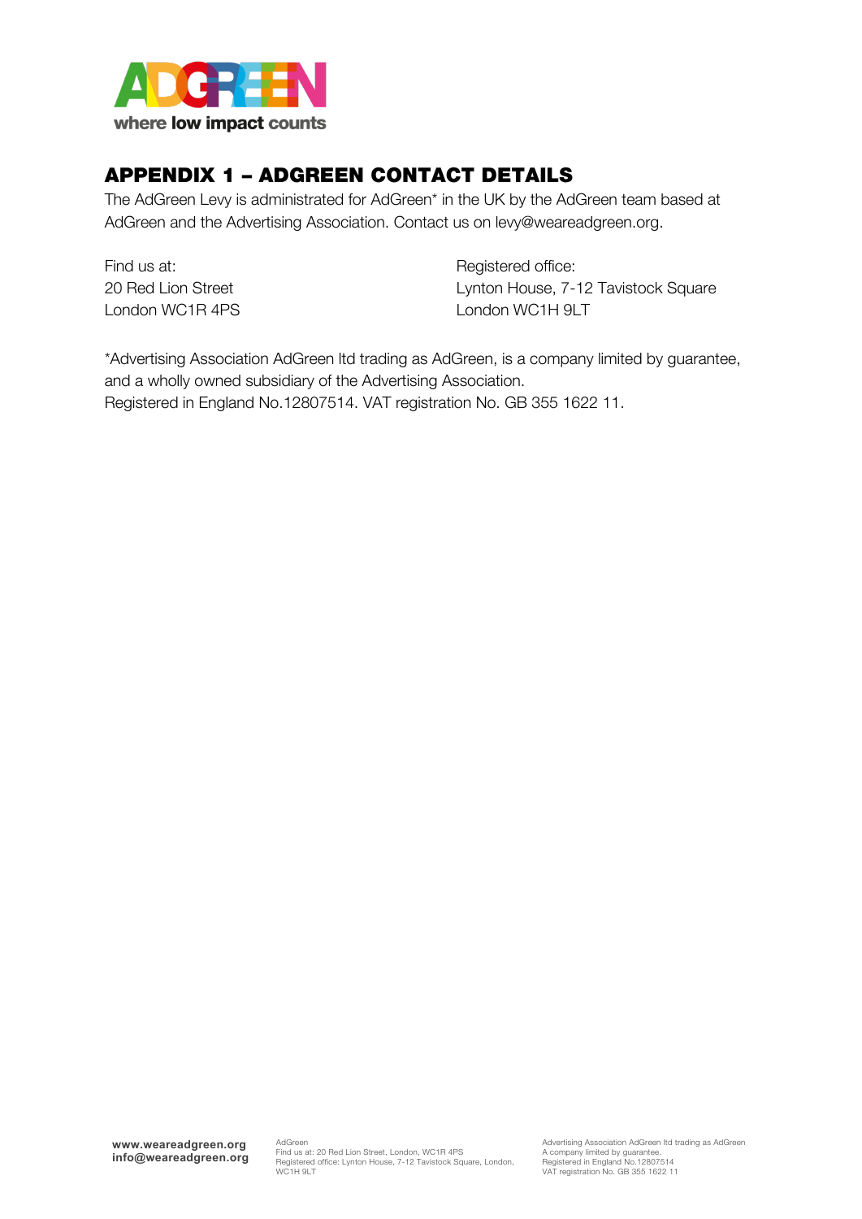## APPENDIX 1 – ADGREEN CONTACT DETAILS

The AdGreen Levy is administrated for AdGreen* in the UK by the AdGreen team based at AdGreen and the Advertising Association. Contact us on levy@weareadgreen.org.

Find us at:
20 Red Lion Street
London WC1R 4PS

Registered office:
Lynton House, 7-12 Tavistock Square
London WC1H 9LT

*Advertising Association AdGreen ltd trading as AdGreen, is a company limited by guarantee, and a wholly owned subsidiary of the Advertising Association.
Registered in England No.12807514. VAT registration No. GB 355 1622 11.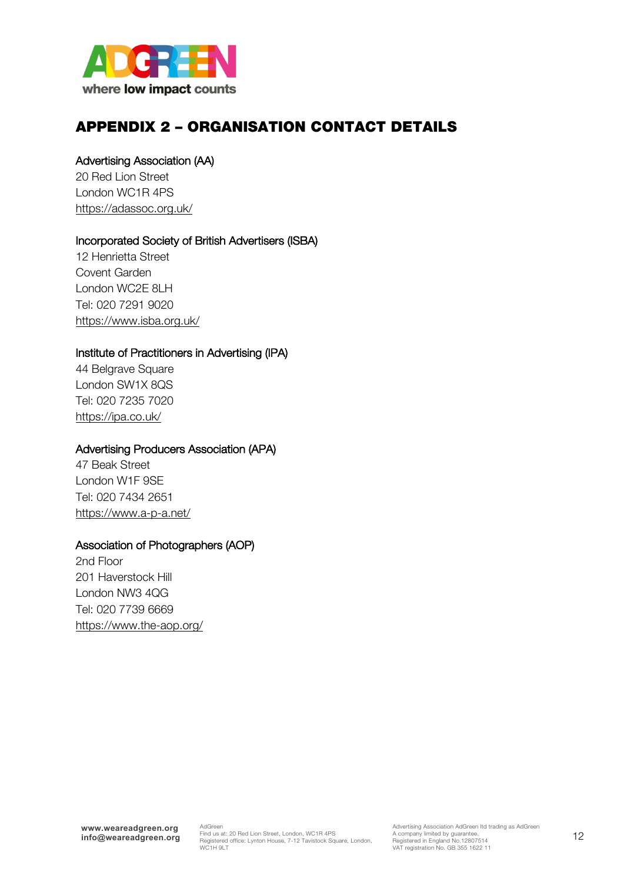## APPENDIX 2 – ORGANISATION CONTACT DETAILS

Advertising Association (AA)
20 Red Lion Street
London WC1R 4PS
https://adassoc.org.uk/

Incorporated Society of British Advertisers (ISBA)
12 Henrietta Street
Covent Garden
London WC2E 8LH
Tel: 020 7291 9020
https://www.isba.org.uk/

Institute of Practitioners in Advertising (IPA)
44 Belgrave Square
London SW1X 8QS
Tel: 020 7235 7020
https://ipa.co.uk/

Advertising Producers Association (APA)
47 Beak Street
London W1F 9SE
Tel: 020 7434 2651
https://www.a-p-a.net/

Association of Photographers (AOP)
2nd Floor
201 Haverstock Hill
London NW3 4QG
Tel: 020 7739 6669
https://www.the-aop.org/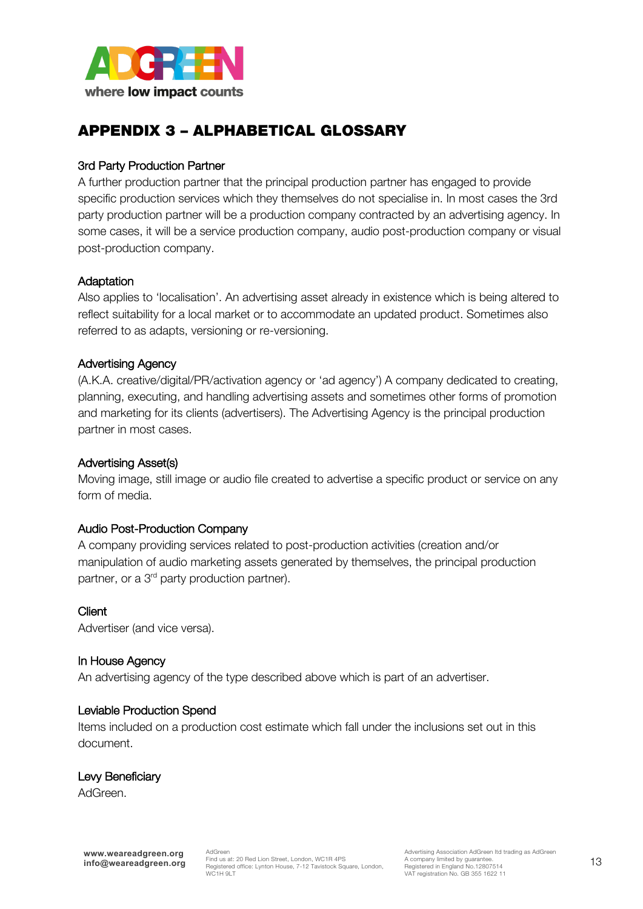# APPENDIX 3 – ALPHABETICAL GLOSSARY

### 3rd Party Production Partner

A further production partner that the principal production partner has engaged to provide specific production services which they themselves do not specialise in. In most cases the 3rd party production partner will be a production company contracted by an advertising agency. In some cases, it will be a service production company, audio post-production company or visual post-production company.

### Adaptation

Also applies to 'localisation'. An advertising asset already in existence which is being altered to reflect suitability for a local market or to accommodate an updated product. Sometimes also referred to as adapts, versioning or re-versioning.

### Advertising Agency

(A.K.A. creative/digital/PR/activation agency or 'ad agency') A company dedicated to creating, planning, executing, and handling advertising assets and sometimes other forms of promotion and marketing for its clients (advertisers). The Advertising Agency is the principal production partner in most cases.

### Advertising Asset(s)

Moving image, still image or audio file created to advertise a specific product or service on any form of media.

### Audio Post-Production Company

A company providing services related to post-production activities (creation and/or manipulation of audio marketing assets generated by themselves, the principal production partner, or a 3rd party production partner).

### Client

Advertiser (and vice versa).

### In House Agency

An advertising agency of the type described above which is part of an advertiser.

### Leviable Production Spend

Items included on a production cost estimate which fall under the inclusions set out in this document.

### Levy Beneficiary

AdGreen.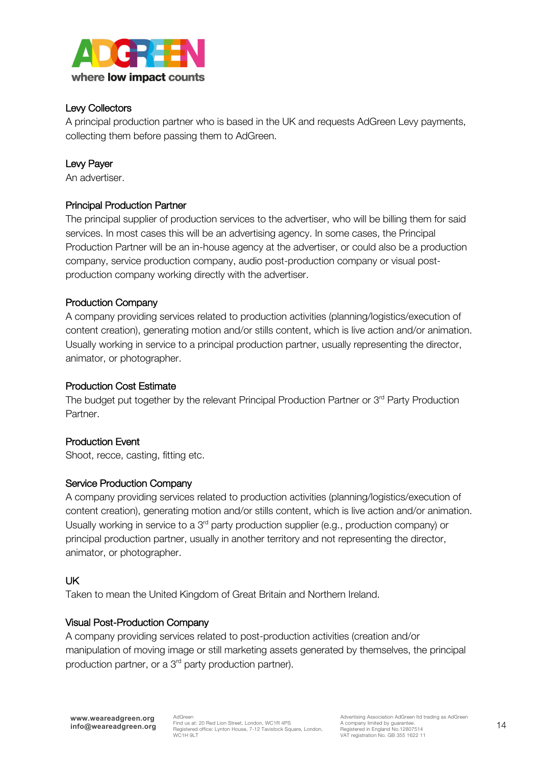### Levy Collectors

A principal production partner who is based in the UK and requests AdGreen Levy payments, collecting them before passing them to AdGreen.

### Levy Payer

An advertiser.

### Principal Production Partner

The principal supplier of production services to the advertiser, who will be billing them for said services. In most cases this will be an advertising agency. In some cases, the Principal Production Partner will be an in-house agency at the advertiser, or could also be a production company, service production company, audio post-production company or visual post-production company working directly with the advertiser.

### Production Company

A company providing services related to production activities (planning/logistics/execution of content creation), generating motion and/or stills content, which is live action and/or animation. Usually working in service to a principal production partner, usually representing the director, animator, or photographer.

### Production Cost Estimate

The budget put together by the relevant Principal Production Partner or 3rd Party Production Partner.

### Production Event

Shoot, recce, casting, fitting etc.

### Service Production Company

A company providing services related to production activities (planning/logistics/execution of content creation), generating motion and/or stills content, which is live action and/or animation. Usually working in service to a 3rd party production supplier (e.g., production company) or principal production partner, usually in another territory and not representing the director, animator, or photographer.

### UK

Taken to mean the United Kingdom of Great Britain and Northern Ireland.

### Visual Post-Production Company

A company providing services related to post-production activities (creation and/or manipulation of moving image or still marketing assets generated by themselves, the principal production partner, or a 3rd party production partner).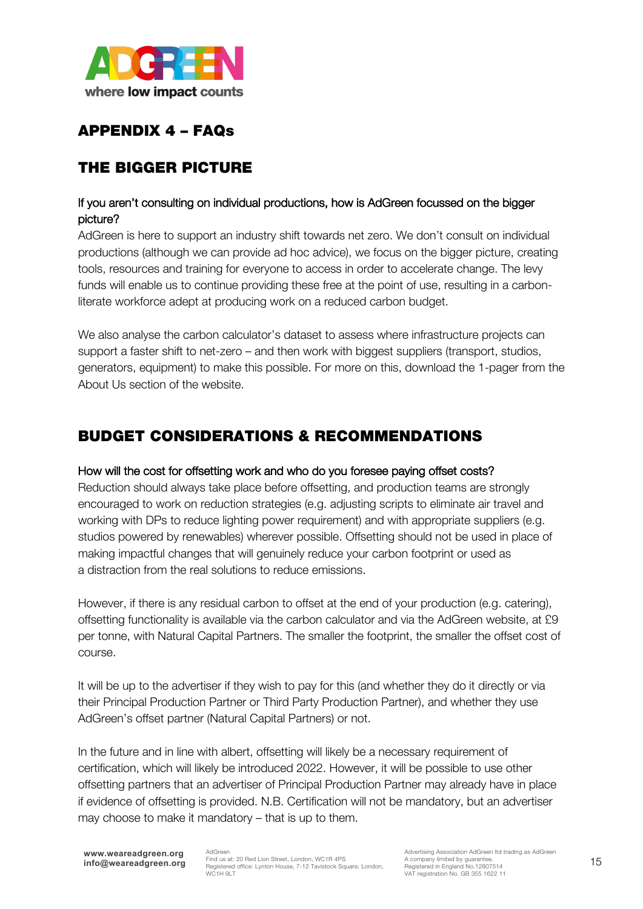# APPENDIX 4 – FAQs

## THE BIGGER PICTURE

### If you aren't consulting on individual productions, how is AdGreen focussed on the bigger picture?

AdGreen is here to support an industry shift towards net zero. We don't consult on individual productions (although we can provide ad hoc advice), we focus on the bigger picture, creating tools, resources and training for everyone to access in order to accelerate change. The levy funds will enable us to continue providing these free at the point of use, resulting in a carbon-literate workforce adept at producing work on a reduced carbon budget.

We also analyse the carbon calculator's dataset to assess where infrastructure projects can support a faster shift to net-zero – and then work with biggest suppliers (transport, studios, generators, equipment) to make this possible. For more on this, download the 1-pager from the About Us section of the website.

## BUDGET CONSIDERATIONS & RECOMMENDATIONS

### How will the cost for offsetting work and who do you foresee paying offset costs?

Reduction should always take place before offsetting, and production teams are strongly encouraged to work on reduction strategies (e.g. adjusting scripts to eliminate air travel and working with DPs to reduce lighting power requirement) and with appropriate suppliers (e.g. studios powered by renewables) wherever possible. Offsetting should not be used in place of making impactful changes that will genuinely reduce your carbon footprint or used as a distraction from the real solutions to reduce emissions.

However, if there is any residual carbon to offset at the end of your production (e.g. catering), offsetting functionality is available via the carbon calculator and via the AdGreen website, at £9 per tonne, with Natural Capital Partners. The smaller the footprint, the smaller the offset cost of course.

It will be up to the advertiser if they wish to pay for this (and whether they do it directly or via their Principal Production Partner or Third Party Production Partner), and whether they use AdGreen's offset partner (Natural Capital Partners) or not.

In the future and in line with albert, offsetting will likely be a necessary requirement of certification, which will likely be introduced 2022. However, it will be possible to use other offsetting partners that an advertiser of Principal Production Partner may already have in place if evidence of offsetting is provided. N.B. Certification will not be mandatory, but an advertiser may choose to make it mandatory – that is up to them.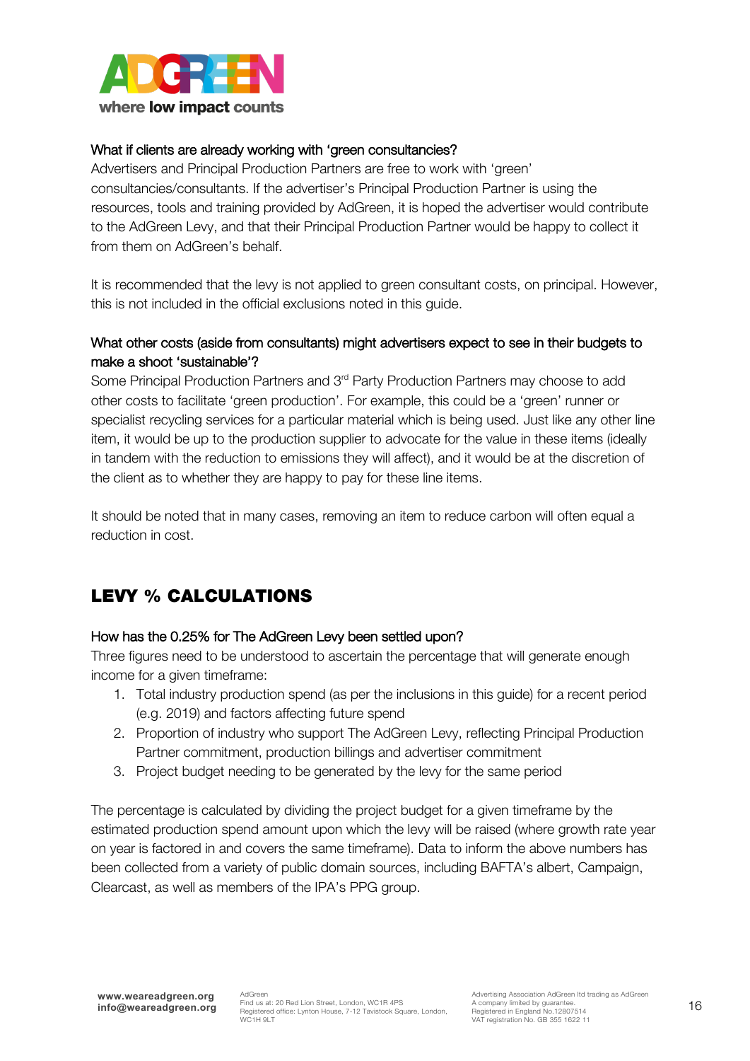### What if clients are already working with 'green consultancies?

Advertisers and Principal Production Partners are free to work with 'green' consultancies/consultants. If the advertiser's Principal Production Partner is using the resources, tools and training provided by AdGreen, it is hoped the advertiser would contribute to the AdGreen Levy, and that their Principal Production Partner would be happy to collect it from them on AdGreen's behalf.

It is recommended that the levy is not applied to green consultant costs, on principal. However, this is not included in the official exclusions noted in this guide.

### What other costs (aside from consultants) might advertisers expect to see in their budgets to make a shoot 'sustainable'?

Some Principal Production Partners and 3rd Party Production Partners may choose to add other costs to facilitate 'green production'. For example, this could be a 'green' runner or specialist recycling services for a particular material which is being used. Just like any other line item, it would be up to the production supplier to advocate for the value in these items (ideally in tandem with the reduction to emissions they will affect), and it would be at the discretion of the client as to whether they are happy to pay for these line items.

It should be noted that in many cases, removing an item to reduce carbon will often equal a reduction in cost.

## LEVY % CALCULATIONS

### How has the 0.25% for The AdGreen Levy been settled upon?

Three figures need to be understood to ascertain the percentage that will generate enough income for a given timeframe:

1. Total industry production spend (as per the inclusions in this guide) for a recent period (e.g. 2019) and factors affecting future spend
2. Proportion of industry who support The AdGreen Levy, reflecting Principal Production Partner commitment, production billings and advertiser commitment
3. Project budget needing to be generated by the levy for the same period

The percentage is calculated by dividing the project budget for a given timeframe by the estimated production spend amount upon which the levy will be raised (where growth rate year on year is factored in and covers the same timeframe). Data to inform the above numbers has been collected from a variety of public domain sources, including BAFTA's albert, Campaign, Clearcast, as well as members of the IPA's PPG group.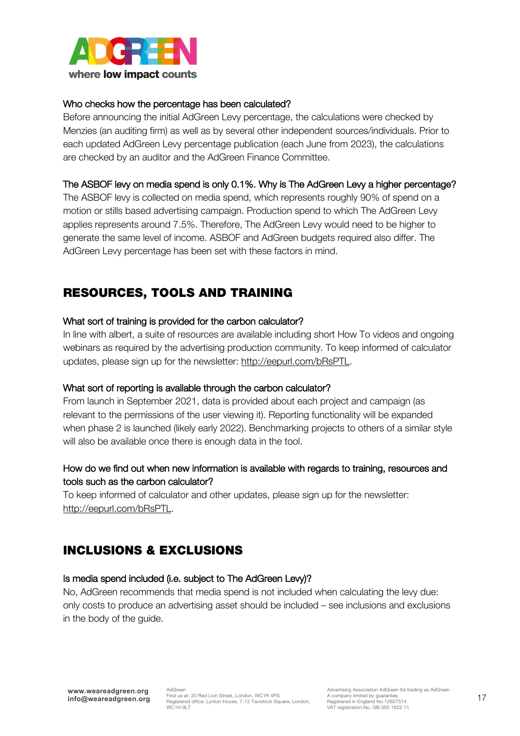**Who checks how the percentage has been calculated?**

Before announcing the initial AdGreen Levy percentage, the calculations were checked by Menzies (an auditing firm) as well as by several other independent sources/individuals. Prior to each updated AdGreen Levy percentage publication (each June from 2023), the calculations are checked by an auditor and the AdGreen Finance Committee.

**The ASBOF levy on media spend is only 0.1%. Why is The AdGreen Levy a higher percentage?**

The ASBOF levy is collected on media spend, which represents roughly 90% of spend on a motion or stills based advertising campaign. Production spend to which The AdGreen Levy applies represents around 7.5%. Therefore, The AdGreen Levy would need to be higher to generate the same level of income. ASBOF and AdGreen budgets required also differ. The AdGreen Levy percentage has been set with these factors in mind.

## RESOURCES, TOOLS AND TRAINING

**What sort of training is provided for the carbon calculator?**

In line with albert, a suite of resources are available including short How To videos and ongoing webinars as required by the advertising production community. To keep informed of calculator updates, please sign up for the newsletter: http://eepurl.com/bRsPTL.

**What sort of reporting is available through the carbon calculator?**

From launch in September 2021, data is provided about each project and campaign (as relevant to the permissions of the user viewing it). Reporting functionality will be expanded when phase 2 is launched (likely early 2022). Benchmarking projects to others of a similar style will also be available once there is enough data in the tool.

**How do we find out when new information is available with regards to training, resources and tools such as the carbon calculator?**

To keep informed of calculator and other updates, please sign up for the newsletter: http://eepurl.com/bRsPTL.

## INCLUSIONS & EXCLUSIONS

**Is media spend included (i.e. subject to The AdGreen Levy)?**

No, AdGreen recommends that media spend is not included when calculating the levy due: only costs to produce an advertising asset should be included – see inclusions and exclusions in the body of the guide.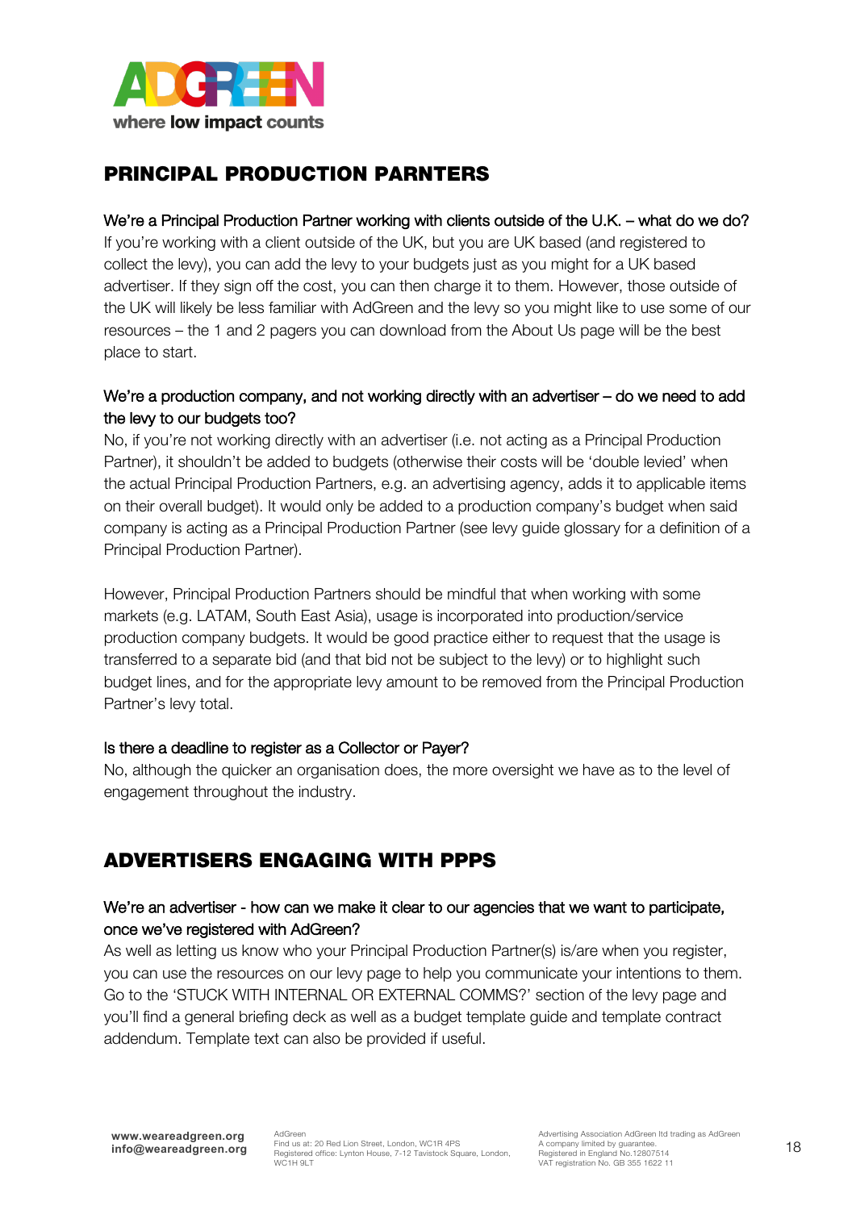## PRINCIPAL PRODUCTION PARNTERS

**We're a Principal Production Partner working with clients outside of the U.K. – what do we do?**

If you're working with a client outside of the UK, but you are UK based (and registered to collect the levy), you can add the levy to your budgets just as you might for a UK based advertiser. If they sign off the cost, you can then charge it to them. However, those outside of the UK will likely be less familiar with AdGreen and the levy so you might like to use some of our resources – the 1 and 2 pagers you can download from the About Us page will be the best place to start.

**We're a production company, and not working directly with an advertiser – do we need to add the levy to our budgets too?**

No, if you're not working directly with an advertiser (i.e. not acting as a Principal Production Partner), it shouldn't be added to budgets (otherwise their costs will be 'double levied' when the actual Principal Production Partners, e.g. an advertising agency, adds it to applicable items on their overall budget). It would only be added to a production company's budget when said company is acting as a Principal Production Partner (see levy guide glossary for a definition of a Principal Production Partner).

However, Principal Production Partners should be mindful that when working with some markets (e.g. LATAM, South East Asia), usage is incorporated into production/service production company budgets. It would be good practice either to request that the usage is transferred to a separate bid (and that bid not be subject to the levy) or to highlight such budget lines, and for the appropriate levy amount to be removed from the Principal Production Partner's levy total.

**Is there a deadline to register as a Collector or Payer?**

No, although the quicker an organisation does, the more oversight we have as to the level of engagement throughout the industry.

## ADVERTISERS ENGAGING WITH PPPS

**We're an advertiser - how can we make it clear to our agencies that we want to participate, once we've registered with AdGreen?**

As well as letting us know who your Principal Production Partner(s) is/are when you register, you can use the resources on our levy page to help you communicate your intentions to them. Go to the 'STUCK WITH INTERNAL OR EXTERNAL COMMS?' section of the levy page and you'll find a general briefing deck as well as a budget template guide and template contract addendum. Template text can also be provided if useful.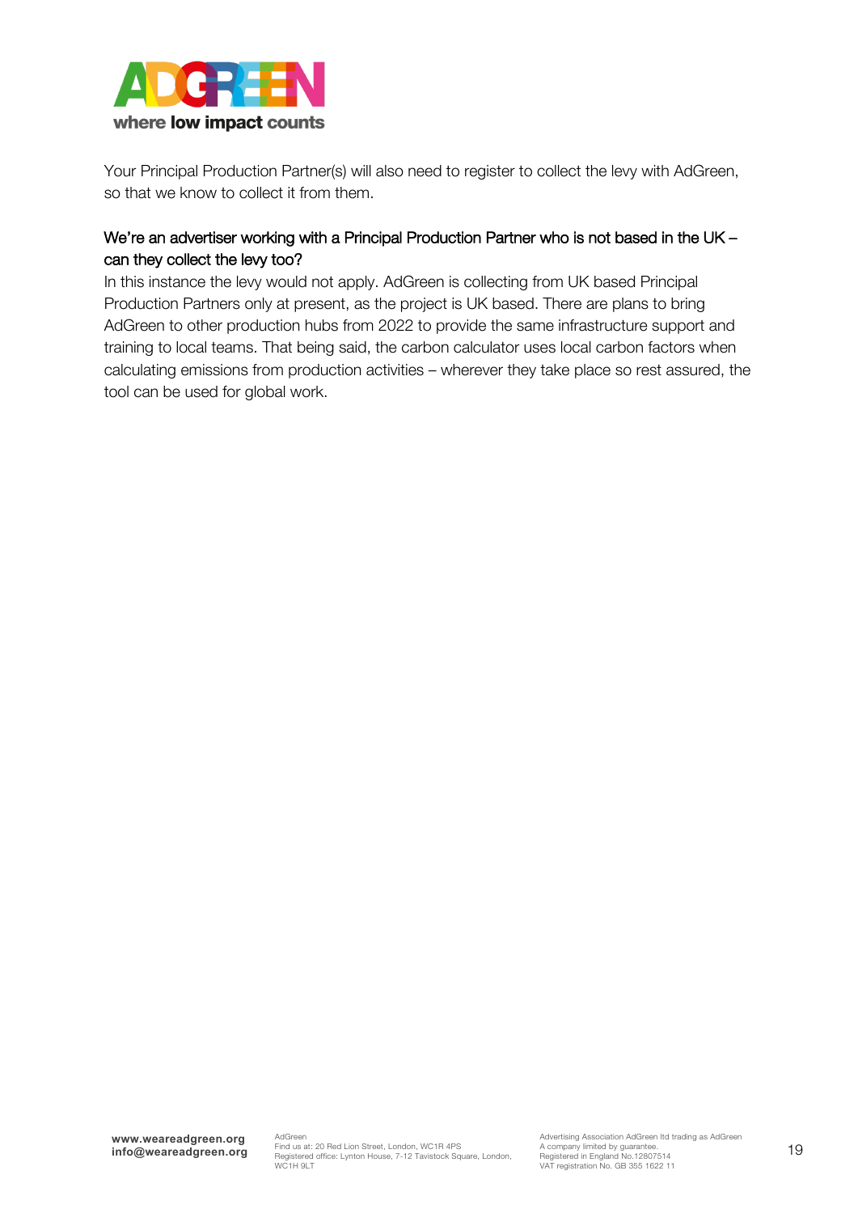Your Principal Production Partner(s) will also need to register to collect the levy with AdGreen, so that we know to collect it from them.

### We're an advertiser working with a Principal Production Partner who is not based in the UK – can they collect the levy too?

In this instance the levy would not apply. AdGreen is collecting from UK based Principal Production Partners only at present, as the project is UK based. There are plans to bring AdGreen to other production hubs from 2022 to provide the same infrastructure support and training to local teams. That being said, the carbon calculator uses local carbon factors when calculating emissions from production activities – wherever they take place so rest assured, the tool can be used for global work.